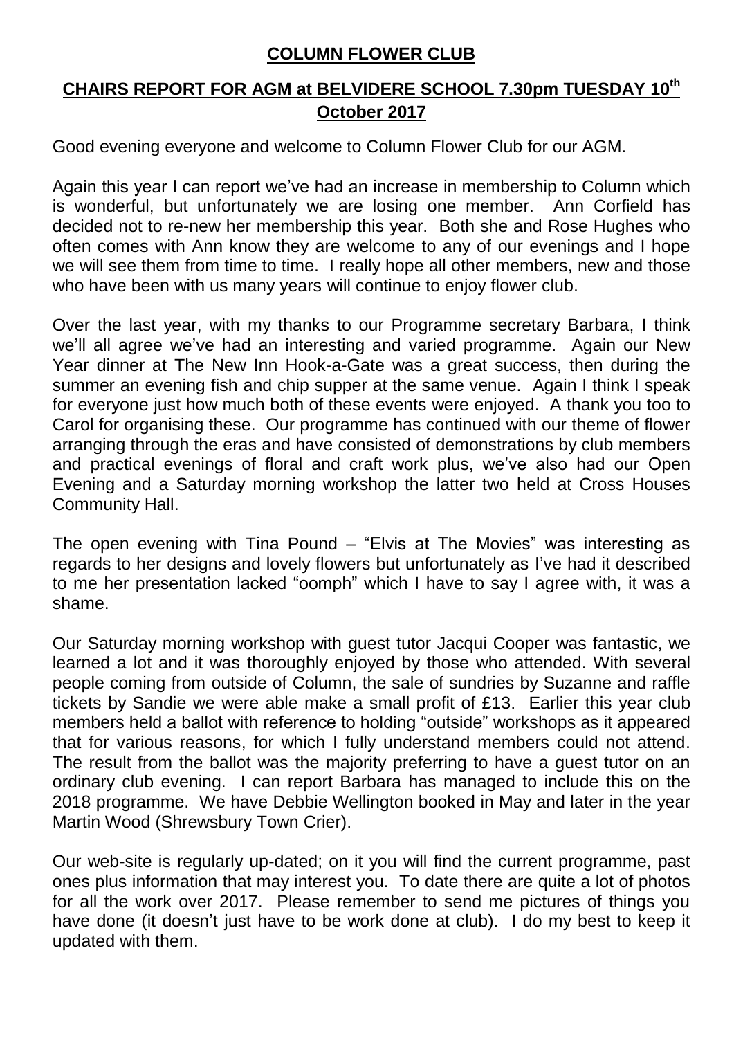# COLUMN FLOWER CLUB

## CHAIRS REPORT FOR AGM at BELVIDERE SCHOOL 7.30pm TUESDAY 10th October 2017

Good evening everyone and welcome to Column Flower Club for our AGM.

Again this year I can report we've had an increase in membership to Column which is wonderful, but unfortunately we are losing one member. Ann Corfield has decided not to re-new her membership this year. Both she and Rose Hughes who often comes with Ann know they are welcome to any of our evenings and I hope we will see them from time to time. I really hope all other members, new and those who have been with us many years will continue to enjoy flower club.

Over the last year, with my thanks to our Programme secretary Barbara, I think we'll all agree we've had an interesting and varied programme. Again our New Year dinner at The New Inn Hook-a-Gate was a great success, then during the summer an evening fish and chip supper at the same venue. Again I think I speak for everyone just how much both of these events were enjoyed. A thank you too to Carol for organising these. Our programme has continued with our theme of flower arranging through the eras and have consisted of demonstrations by club members and practical evenings of floral and craft work plus, we've also had our Open Evening and a Saturday morning workshop the latter two held at Cross Houses Community Hall.

The open evening with Tina Pound – "Elvis at The Movies" was interesting as regards to her designs and lovely flowers but unfortunately as I've had it described to me her presentation lacked "oomph" which I have to say I agree with, it was a shame.

Our Saturday morning workshop with guest tutor Jacqui Cooper was fantastic, we learned a lot and it was thoroughly enjoyed by those who attended. With several people coming from outside of Column, the sale of sundries by Suzanne and raffle tickets by Sandie we were able make a small profit of £13. Earlier this year club members held a ballot with reference to holding "outside" workshops as it appeared that for various reasons, for which I fully understand members could not attend. The result from the ballot was the majority preferring to have a guest tutor on an ordinary club evening. I can report Barbara has managed to include this on the 2018 programme. We have Debbie Wellington booked in May and later in the year Martin Wood (Shrewsbury Town Crier).

Our web-site is regularly up-dated; on it you will find the current programme, past ones plus information that may interest you. To date there are quite a lot of photos for all the work over 2017. Please remember to send me pictures of things you have done (it doesn't just have to be work done at club). I do my best to keep it updated with them.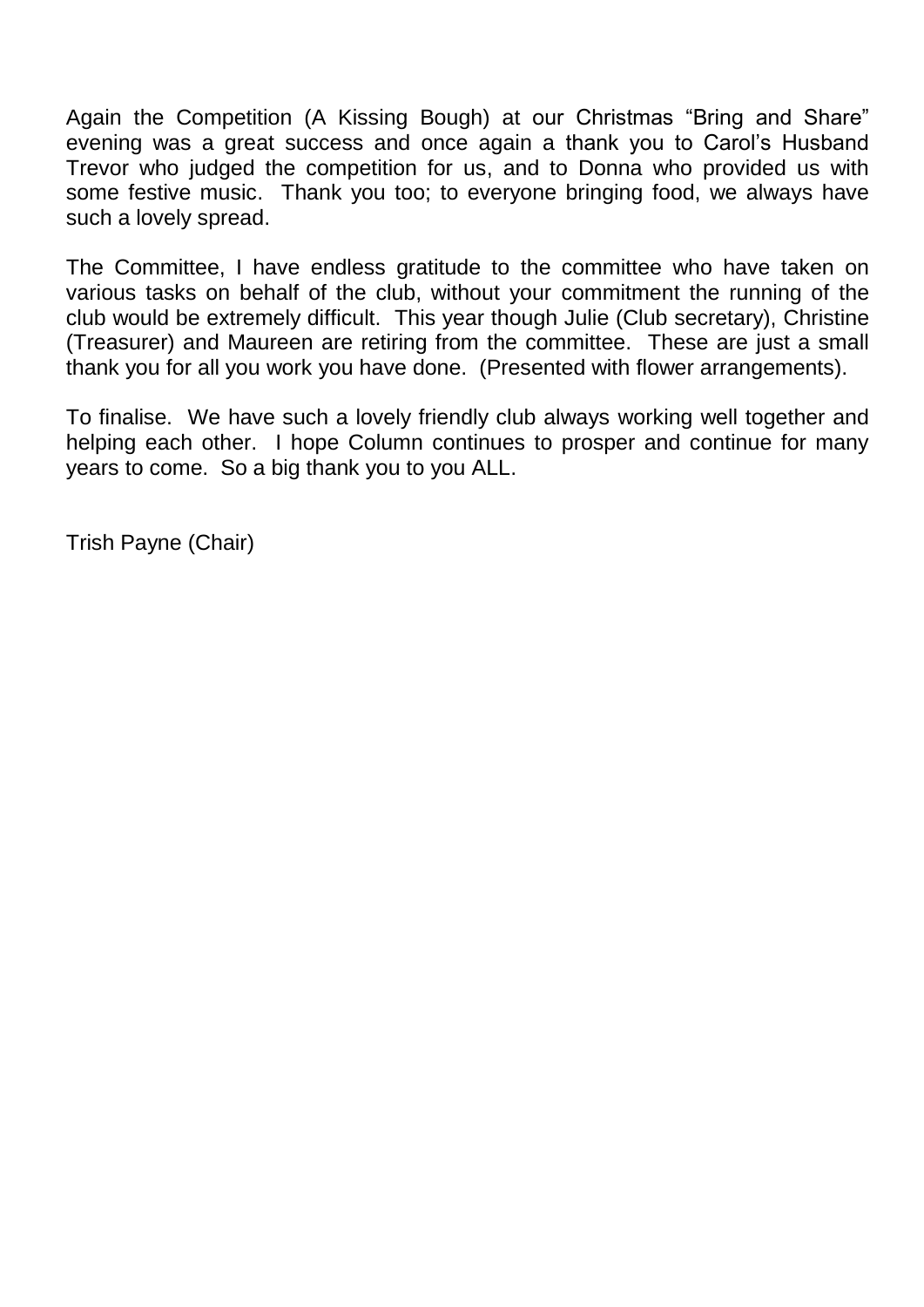Again the Competition (A Kissing Bough) at our Christmas “Bring and Share” evening was a great success and once again a thank you to Carol’s Husband Trevor who judged the competition for us, and to Donna who provided us with some festive music. Thank you too; to everyone bringing food, we always have such a lovely spread.

The Committee, I have endless gratitude to the committee who have taken on various tasks on behalf of the club, without your commitment the running of the club would be extremely difficult. This year though Julie (Club secretary), Christine (Treasurer) and Maureen are retiring from the committee. These are just a small thank you for all you work you have done. (Presented with flower arrangements).

To finalise. We have such a lovely friendly club always working well together and helping each other. I hope Column continues to prosper and continue for many years to come. So a big thank you to you ALL.

Trish Payne (Chair)